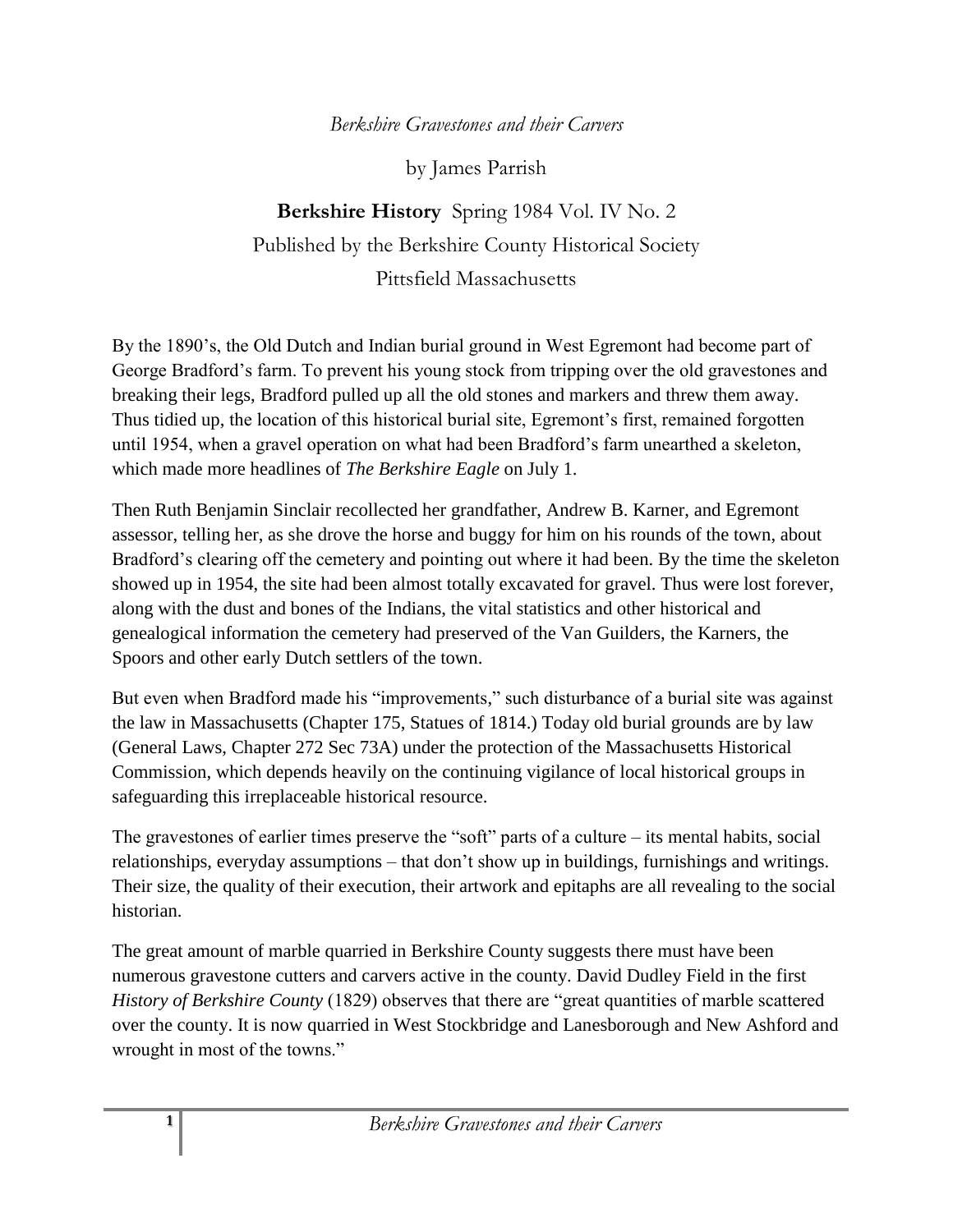*Berkshire Gravestones and their Carvers*

by James Parrish

**Berkshire History** Spring 1984 Vol. IV No. 2

Published by the Berkshire County Historical Society

Pittsfield Massachusetts

By the 1890's, the Old Dutch and Indian burial ground in West Egremont had become part of George Bradford's farm. To prevent his young stock from tripping over the old gravestones and breaking their legs, Bradford pulled up all the old stones and markers and threw them away. Thus tidied up, the location of this historical burial site, Egremont's first, remained forgotten until 1954, when a gravel operation on what had been Bradford's farm unearthed a skeleton, which made more headlines of *The Berkshire Eagle* on July 1.

Then Ruth Benjamin Sinclair recollected her grandfather, Andrew B. Karner, and Egremont assessor, telling her, as she drove the horse and buggy for him on his rounds of the town, about Bradford's clearing off the cemetery and pointing out where it had been. By the time the skeleton showed up in 1954, the site had been almost totally excavated for gravel. Thus were lost forever, along with the dust and bones of the Indians, the vital statistics and other historical and genealogical information the cemetery had preserved of the Van Guilders, the Karners, the Spoors and other early Dutch settlers of the town.

But even when Bradford made his "improvements," such disturbance of a burial site was against the law in Massachusetts (Chapter 175, Statues of 1814.) Today old burial grounds are by law (General Laws, Chapter 272 Sec 73A) under the protection of the Massachusetts Historical Commission, which depends heavily on the continuing vigilance of local historical groups in safeguarding this irreplaceable historical resource.

The gravestones of earlier times preserve the "soft" parts of a culture – its mental habits, social relationships, everyday assumptions – that don't show up in buildings, furnishings and writings. Their size, the quality of their execution, their artwork and epitaphs are all revealing to the social historian.

The great amount of marble quarried in Berkshire County suggests there must have been numerous gravestone cutters and carvers active in the county. David Dudley Field in the first *History of Berkshire County* (1829) observes that there are "great quantities of marble scattered over the county. It is now quarried in West Stockbridge and Lanesborough and New Ashford and wrought in most of the towns."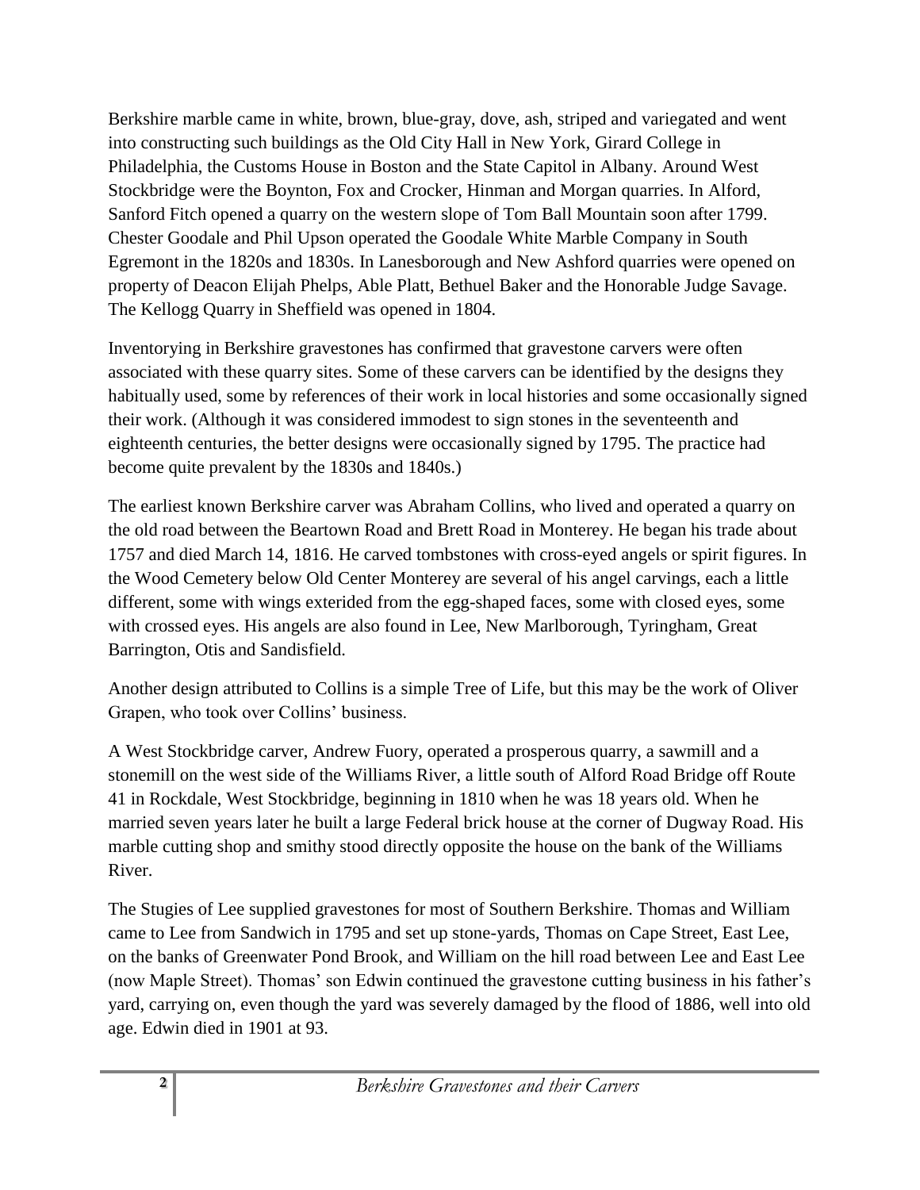Berkshire marble came in white, brown, blue-gray, dove, ash, striped and variegated and went into constructing such buildings as the Old City Hall in New York, Girard College in Philadelphia, the Customs House in Boston and the State Capitol in Albany. Around West Stockbridge were the Boynton, Fox and Crocker, Hinman and Morgan quarries. In Alford, Sanford Fitch opened a quarry on the western slope of Tom Ball Mountain soon after 1799. Chester Goodale and Phil Upson operated the Goodale White Marble Company in South Egremont in the 1820s and 1830s. In Lanesborough and New Ashford quarries were opened on property of Deacon Elijah Phelps, Able Platt, Bethuel Baker and the Honorable Judge Savage. The Kellogg Quarry in Sheffield was opened in 1804.

Inventorying in Berkshire gravestones has confirmed that gravestone carvers were often associated with these quarry sites. Some of these carvers can be identified by the designs they habitually used, some by references of their work in local histories and some occasionally signed their work. (Although it was considered immodest to sign stones in the seventeenth and eighteenth centuries, the better designs were occasionally signed by 1795. The practice had become quite prevalent by the 1830s and 1840s.)

The earliest known Berkshire carver was Abraham Collins, who lived and operated a quarry on the old road between the Beartown Road and Brett Road in Monterey. He began his trade about 1757 and died March 14, 1816. He carved tombstones with cross-eyed angels or spirit figures. In the Wood Cemetery below Old Center Monterey are several of his angel carvings, each a little different, some with wings exterided from the egg-shaped faces, some with closed eyes, some with crossed eyes. His angels are also found in Lee, New Marlborough, Tyringham, Great Barrington, Otis and Sandisfield.

Another design attributed to Collins is a simple Tree of Life, but this may be the work of Oliver Grapen, who took over Collins' business.

A West Stockbridge carver, Andrew Fuory, operated a prosperous quarry, a sawmill and a stonemill on the west side of the Williams River, a little south of Alford Road Bridge off Route 41 in Rockdale, West Stockbridge, beginning in 1810 when he was 18 years old. When he married seven years later he built a large Federal brick house at the corner of Dugway Road. His marble cutting shop and smithy stood directly opposite the house on the bank of the Williams River.

The Stugies of Lee supplied gravestones for most of Southern Berkshire. Thomas and William came to Lee from Sandwich in 1795 and set up stone-yards, Thomas on Cape Street, East Lee, on the banks of Greenwater Pond Brook, and William on the hill road between Lee and East Lee (now Maple Street). Thomas' son Edwin continued the gravestone cutting business in his father's yard, carrying on, even though the yard was severely damaged by the flood of 1886, well into old age. Edwin died in 1901 at 93.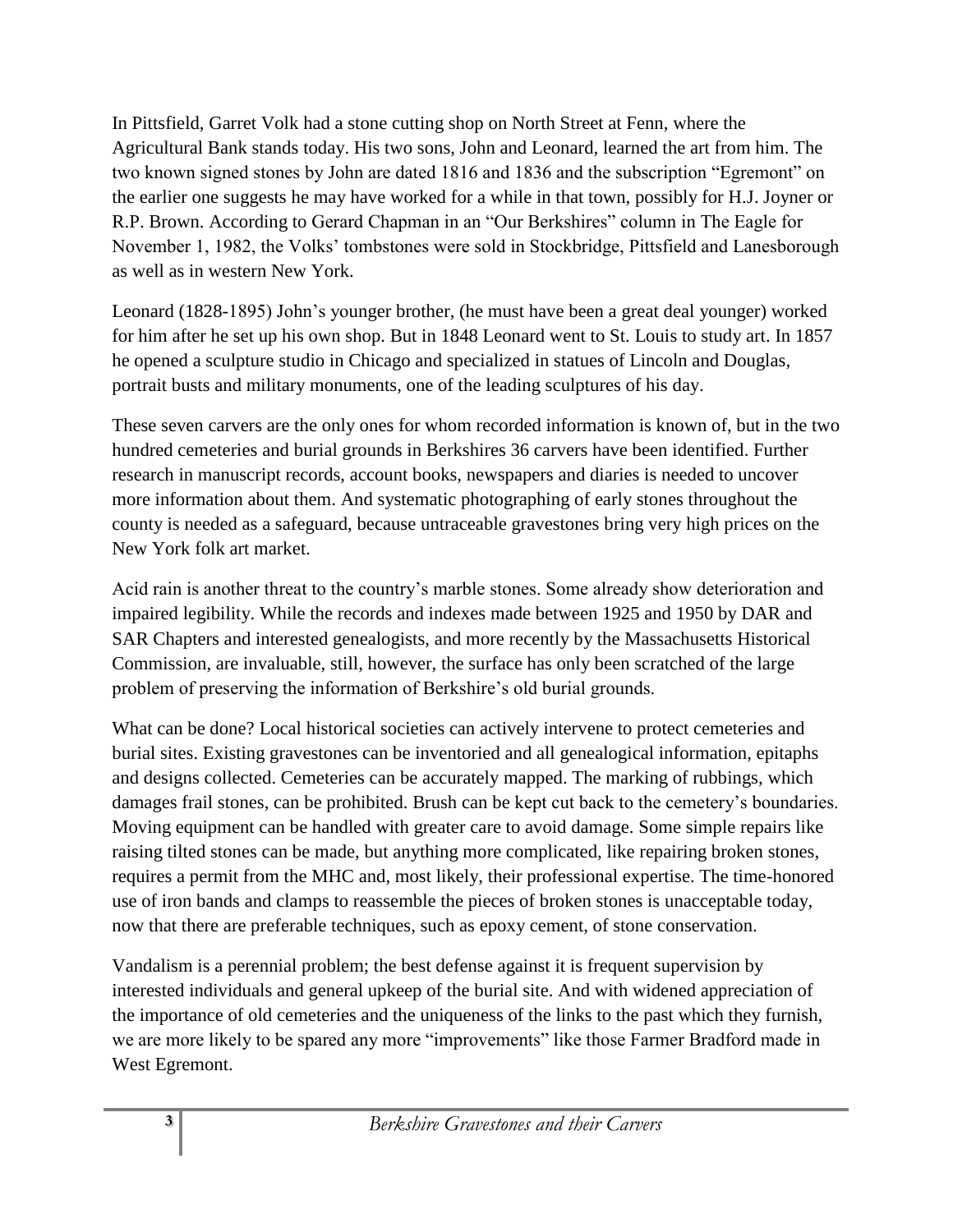In Pittsfield, Garret Volk had a stone cutting shop on North Street at Fenn, where the Agricultural Bank stands today. His two sons, John and Leonard, learned the art from him. The two known signed stones by John are dated 1816 and 1836 and the subscription "Egremont" on the earlier one suggests he may have worked for a while in that town, possibly for H.J. Joyner or R.P. Brown. According to Gerard Chapman in an "Our Berkshires" column in The Eagle for November 1, 1982, the Volks' tombstones were sold in Stockbridge, Pittsfield and Lanesborough as well as in western New York.

Leonard (1828-1895) John's younger brother, (he must have been a great deal younger) worked for him after he set up his own shop. But in 1848 Leonard went to St. Louis to study art. In 1857 he opened a sculpture studio in Chicago and specialized in statues of Lincoln and Douglas, portrait busts and military monuments, one of the leading sculptures of his day.

These seven carvers are the only ones for whom recorded information is known of, but in the two hundred cemeteries and burial grounds in Berkshires 36 carvers have been identified. Further research in manuscript records, account books, newspapers and diaries is needed to uncover more information about them. And systematic photographing of early stones throughout the county is needed as a safeguard, because untraceable gravestones bring very high prices on the New York folk art market.

Acid rain is another threat to the country's marble stones. Some already show deterioration and impaired legibility. While the records and indexes made between 1925 and 1950 by DAR and SAR Chapters and interested genealogists, and more recently by the Massachusetts Historical Commission, are invaluable, still, however, the surface has only been scratched of the large problem of preserving the information of Berkshire's old burial grounds.

What can be done? Local historical societies can actively intervene to protect cemeteries and burial sites. Existing gravestones can be inventoried and all genealogical information, epitaphs and designs collected. Cemeteries can be accurately mapped. The marking of rubbings, which damages frail stones, can be prohibited. Brush can be kept cut back to the cemetery's boundaries. Moving equipment can be handled with greater care to avoid damage. Some simple repairs like raising tilted stones can be made, but anything more complicated, like repairing broken stones, requires a permit from the MHC and, most likely, their professional expertise. The time-honored use of iron bands and clamps to reassemble the pieces of broken stones is unacceptable today, now that there are preferable techniques, such as epoxy cement, of stone conservation.

Vandalism is a perennial problem; the best defense against it is frequent supervision by interested individuals and general upkeep of the burial site. And with widened appreciation of the importance of old cemeteries and the uniqueness of the links to the past which they furnish, we are more likely to be spared any more "improvements" like those Farmer Bradford made in West Egremont.